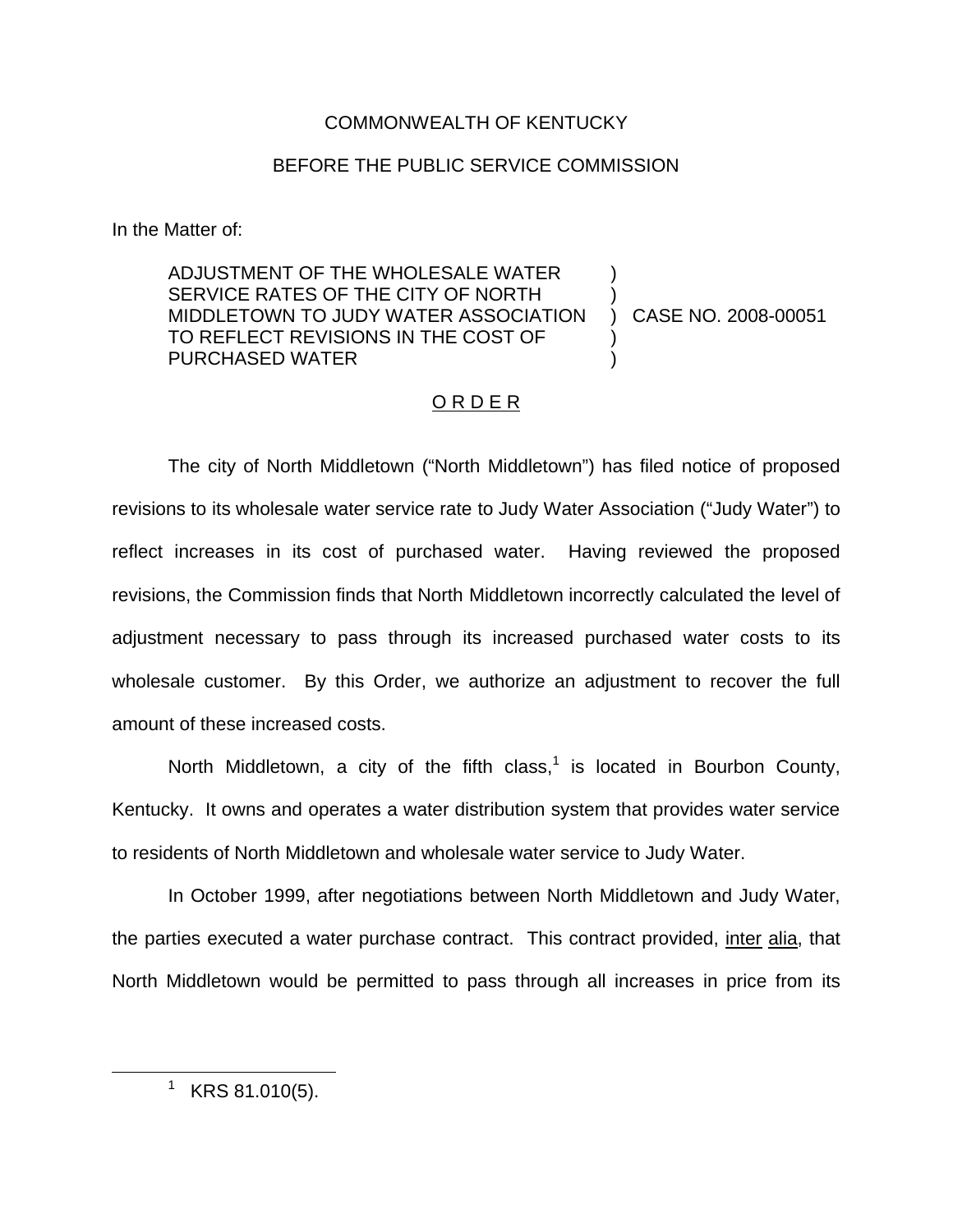COMMONWEALTH OF KENTUCKY

BEFORE THE PUBLIC SERVICE COMMISSION

In the Matter of:

| | | |
|---|---|---|
| ADJUSTMENT OF THE WHOLESALE WATER SERVICE RATES OF THE CITY OF NORTH MIDDLETOWN TO JUDY WATER ASSOCIATION TO REFLECT REVISIONS IN THE COST OF PURCHASED WATER | ) | CASE NO. 2008-00051 |

O R D E R

The city of North Middletown ("North Middletown") has filed notice of proposed revisions to its wholesale water service rate to Judy Water Association ("Judy Water") to reflect increases in its cost of purchased water. Having reviewed the proposed revisions, the Commission finds that North Middletown incorrectly calculated the level of adjustment necessary to pass through its increased purchased water costs to its wholesale customer. By this Order, we authorize an adjustment to recover the full amount of these increased costs.

North Middletown, a city of the fifth class,[1] is located in Bourbon County, Kentucky. It owns and operates a water distribution system that provides water service to residents of North Middletown and wholesale water service to Judy Water.

In October 1999, after negotiations between North Middletown and Judy Water, the parties executed a water purchase contract. This contract provided, inter alia, that North Middletown would be permitted to pass through all increases in price from its

[1] KRS 81.010(5).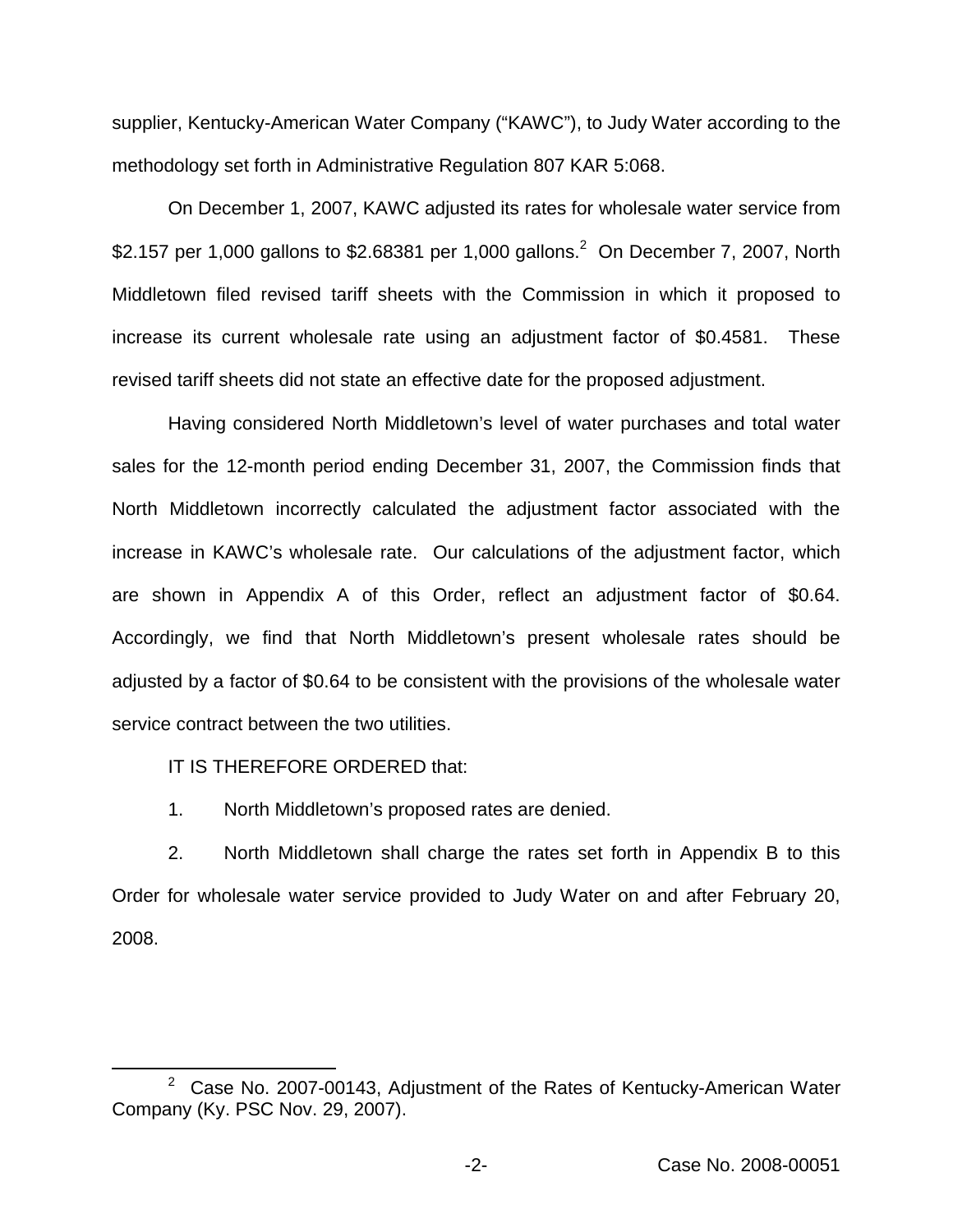supplier, Kentucky-American Water Company ("KAWC"), to Judy Water according to the methodology set forth in Administrative Regulation 807 KAR 5:068.

On December 1, 2007, KAWC adjusted its rates for wholesale water service from \$2.157 per 1,000 gallons to \$2.68381 per 1,000 gallons.[2] On December 7, 2007, North Middletown filed revised tariff sheets with the Commission in which it proposed to increase its current wholesale rate using an adjustment factor of \$0.4581. These revised tariff sheets did not state an effective date for the proposed adjustment.

Having considered North Middletown's level of water purchases and total water sales for the 12-month period ending December 31, 2007, the Commission finds that North Middletown incorrectly calculated the adjustment factor associated with the increase in KAWC's wholesale rate. Our calculations of the adjustment factor, which are shown in Appendix A of this Order, reflect an adjustment factor of \$0.64. Accordingly, we find that North Middletown's present wholesale rates should be adjusted by a factor of \$0.64 to be consistent with the provisions of the wholesale water service contract between the two utilities.

IT IS THEREFORE ORDERED that:

1. North Middletown's proposed rates are denied.

2. North Middletown shall charge the rates set forth in Appendix B to this Order for wholesale water service provided to Judy Water on and after February 20, 2008.

[2] Case No. 2007-00143, Adjustment of the Rates of Kentucky-American Water Company (Ky. PSC Nov. 29, 2007).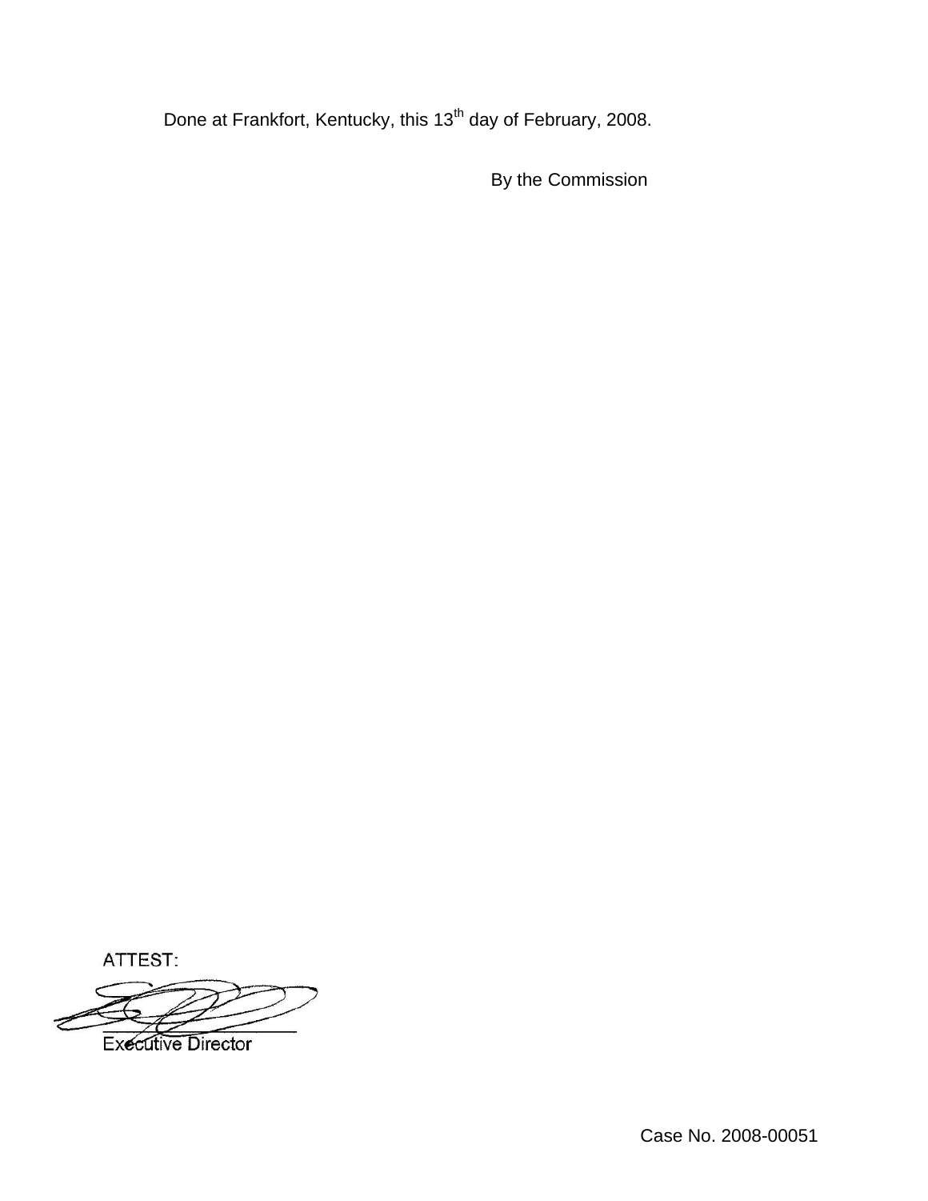Done at Frankfort, Kentucky, this 13th day of February, 2008.

By the Commission

ATTEST:

Executive Director

Case No. 2008-00051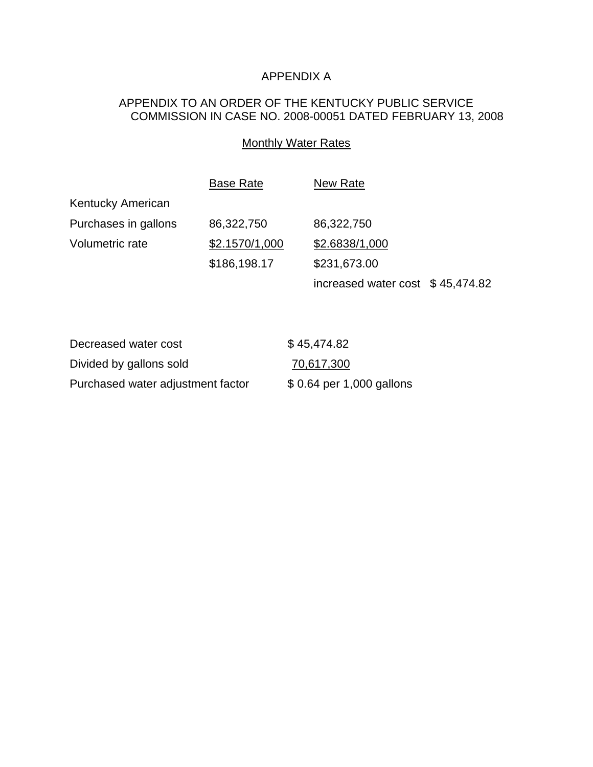APPENDIX A

APPENDIX TO AN ORDER OF THE KENTUCKY PUBLIC SERVICE COMMISSION IN CASE NO. 2008-00051 DATED FEBRUARY 13, 2008

Monthly Water Rates

| | Base Rate | New Rate | |
|---|---|---|---|
| Kentucky American | | | |
| Purchases in gallons | 86,322,750 | 86,322,750 | |
| Volumetric rate | $2.1570/1,000 | $2.6838/1,000 | |
| | $186,198.17 | $231,673.00 | |
| | | increased water cost | $ 45,474.82 |

| | |
|---|---|
| Decreased water cost | $ 45,474.82 |
| Divided by gallons sold | 70,617,300 |
| Purchased water adjustment factor | $ 0.64 per 1,000 gallons |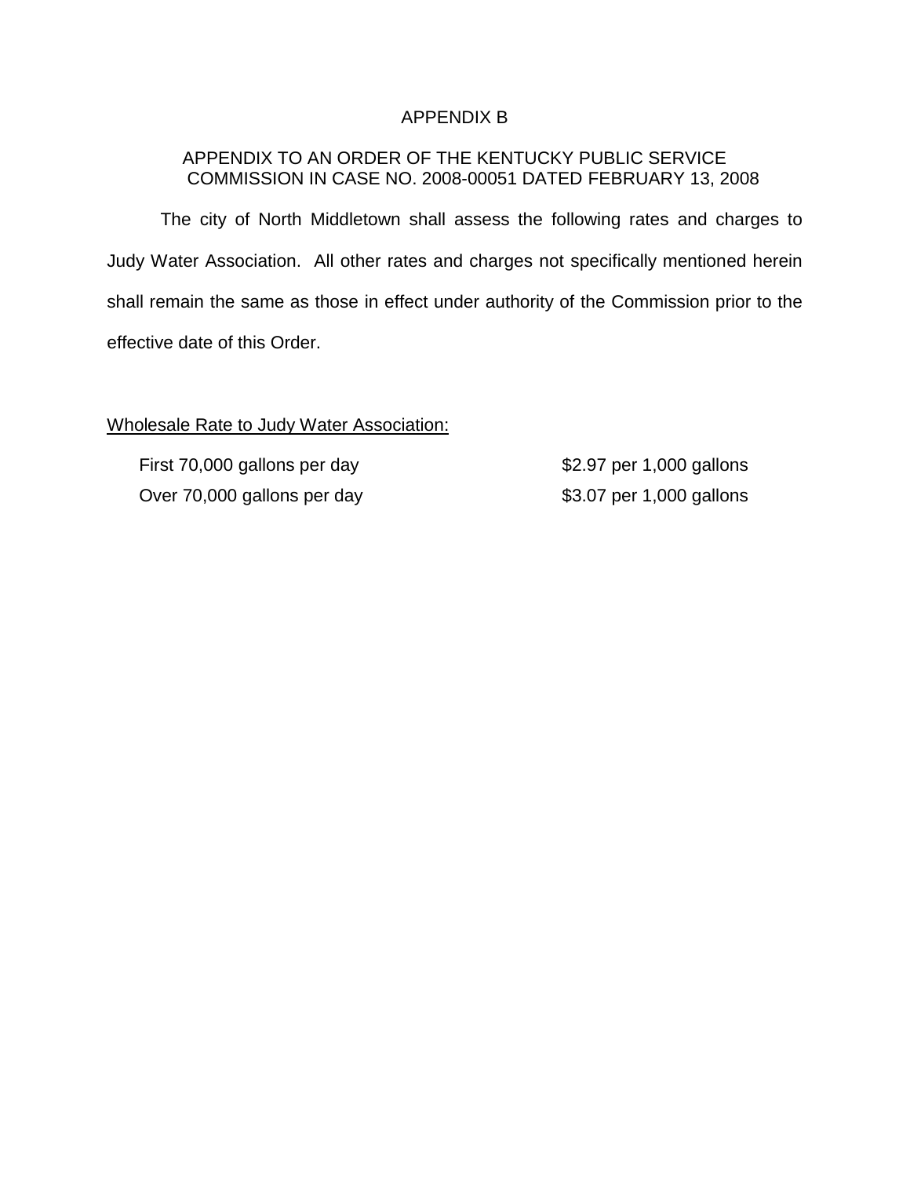# APPENDIX B

## APPENDIX TO AN ORDER OF THE KENTUCKY PUBLIC SERVICE COMMISSION IN CASE NO. 2008-00051 DATED FEBRUARY 13, 2008

The city of North Middletown shall assess the following rates and charges to Judy Water Association. All other rates and charges not specifically mentioned herein shall remain the same as those in effect under authority of the Commission prior to the effective date of this Order.

<u>Wholesale Rate to Judy Water Association:</u>

| | |
|---|---|
| First 70,000 gallons per day | \$2.97 per 1,000 gallons |
| Over 70,000 gallons per day | \$3.07 per 1,000 gallons |